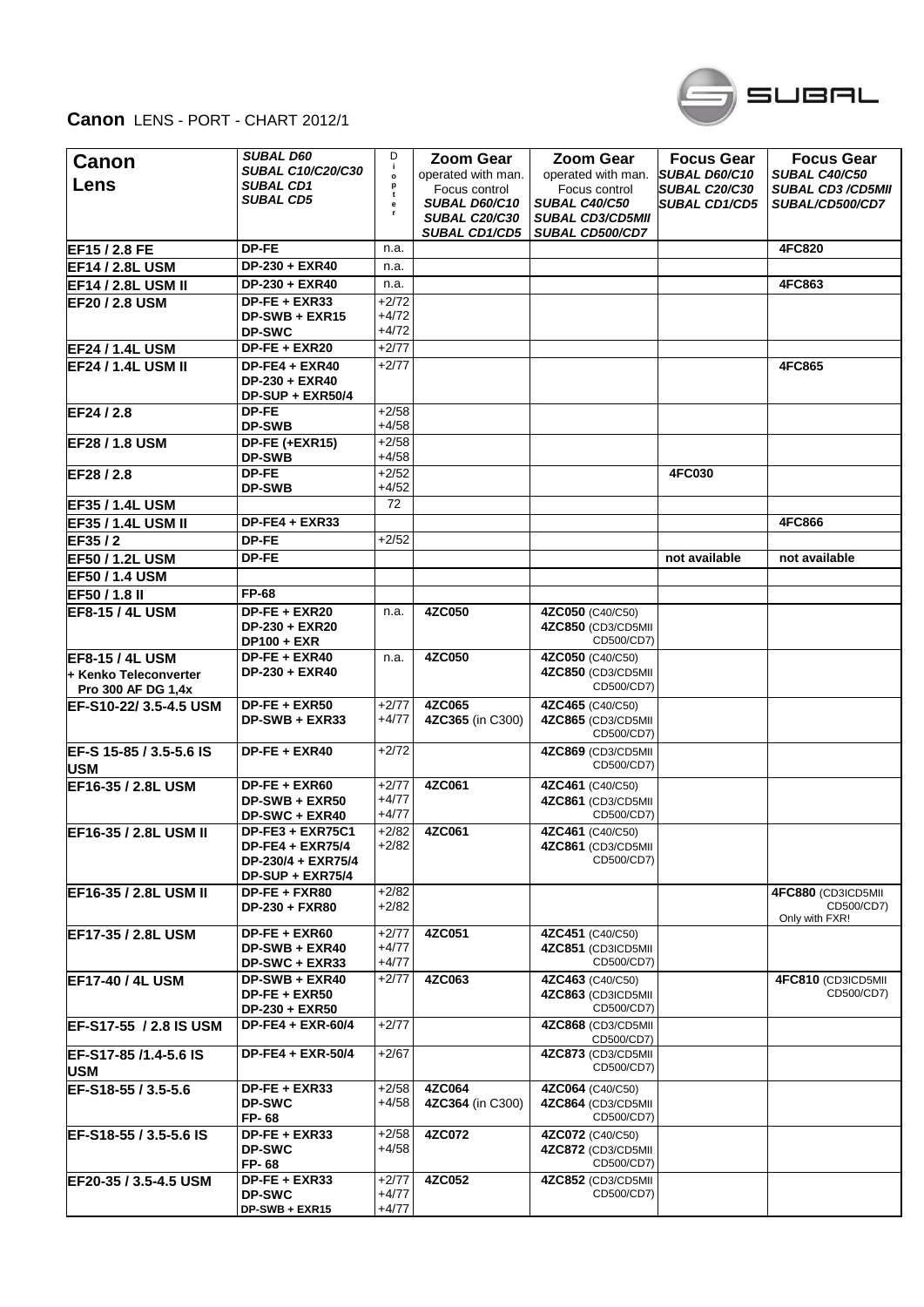# Canon LENS - PORT - CHART 2012/1

| Canon Lens | SUBAL D60 SUBAL C10/C20/C30 SUBAL CD1 SUBAL CD5 | Diopter | Zoom Gear operated with man. Focus control SUBAL D60/C10 SUBAL C20/C30 SUBAL CD1/CD5 | Zoom Gear operated with man. Focus control SUBAL C40/C50 SUBAL CD3/CD5MII SUBAL CD500/CD7 | Focus Gear SUBAL D60/C10 SUBAL C20/C30 SUBAL CD1/CD5 | Focus Gear SUBAL C40/C50 SUBAL CD3 /CD5MII SUBAL/CD500/CD7 |
|---|---|---|---|---|---|---|
| EF15 / 2.8 FE | DP-FE | n.a. | | | | 4FC820 |
| EF14 / 2.8L USM | DP-230 + EXR40 | n.a. | | | | |
| EF14 / 2.8L USM II | DP-230 + EXR40 | n.a. | | | | 4FC863 |
| EF20 / 2.8 USM | DP-FE + EXR33<br>DP-SWB + EXR15<br>DP-SWC | +2/72<br>+4/72<br>+4/72 | | | | |
| EF24 / 1.4L USM | DP-FE + EXR20 | +2/77 | | | | |
| EF24 / 1.4L USM II | DP-FE4 + EXR40<br>DP-230 + EXR40<br>DP-SUP + EXR50/4 | +2/77 | | | | 4FC865 |
| EF24 / 2.8 | DP-FE<br>DP-SWB | +2/58<br>+4/58 | | | | |
| EF28 / 1.8 USM | DP-FE (+EXR15)<br>DP-SWB | +2/58<br>+4/58 | | | | |
| EF28 / 2.8 | DP-FE<br>DP-SWB | +2/52<br>+4/52 | | | 4FC030 | |
| EF35 / 1.4L USM | | 72 | | | | |
| EF35 / 1.4L USM II | DP-FE4 + EXR33 | | | | | 4FC866 |
| EF35 / 2 | DP-FE | +2/52 | | | | |
| EF50 / 1.2L USM | DP-FE | | | | not available | not available |
| EF50 / 1.4 USM | | | | | | |
| EF50 / 1.8 II | FP-68 | | | | | |
| EF8-15 / 4L USM | DP-FE + EXR20<br>DP-230 + EXR20<br>DP100 + EXR | n.a. | 4ZC050 | 4ZC050 (C40/C50)<br>4ZC850 (CD3/CD5MII CD500/CD7) | | |
| EF8-15 / 4L USM + Kenko Teleconverter Pro 300 AF DG 1,4x | DP-FE + EXR40<br>DP-230 + EXR40 | n.a. | 4ZC050 | 4ZC050 (C40/C50)<br>4ZC850 (CD3/CD5MII CD500/CD7) | | |
| EF-S10-22/ 3.5-4.5 USM | DP-FE + EXR50<br>DP-SWB + EXR33 | +2/77<br>+4/77 | 4ZC065<br>4ZC365 (in C300) | 4ZC465 (C40/C50)<br>4ZC865 (CD3/CD5MII CD500/CD7) | | |
| EF-S 15-85 / 3.5-5.6 IS USM | DP-FE + EXR40 | +2/72 | | 4ZC869 (CD3/CD5MII CD500/CD7) | | |
| EF16-35 / 2.8L USM | DP-FE + EXR60<br>DP-SWB + EXR50<br>DP-SWC + EXR40 | +2/77<br>+4/77<br>+4/77 | 4ZC061 | 4ZC461 (C40/C50)<br>4ZC861 (CD3/CD5MII CD500/CD7) | | |
| EF16-35 / 2.8L USM II | DP-FE3 + EXR75C1<br>DP-FE4 + EXR75/4<br>DP-230/4 + EXR75/4<br>DP-SUP + EXR75/4 | +2/82<br>+2/82 | 4ZC061 | 4ZC461 (C40/C50)<br>4ZC861 (CD3/CD5MII CD500/CD7) | | |
| EF16-35 / 2.8L USM II | DP-FE + FXR80<br>DP-230 + FXR80 | +2/82<br>+2/82 | | | | 4FC880 (CD3ICD5MII CD500/CD7) Only with FXR! |
| EF17-35 / 2.8L USM | DP-FE + EXR60<br>DP-SWB + EXR40<br>DP-SWC + EXR33 | +2/77<br>+4/77<br>+4/77 | 4ZC051 | 4ZC451 (C40/C50)<br>4ZC851 (CD3ICD5MII CD500/CD7) | | |
| EF17-40 / 4L USM | DP-SWB + EXR40<br>DP-FE + EXR50<br>DP-230 + EXR50 | +2/77 | 4ZC063 | 4ZC463 (C40/C50)<br>4ZC863 (CD3ICD5MII CD500/CD7) | | 4FC810 (CD3ICD5MII CD500/CD7) |
| EF-S17-55 / 2.8 IS USM | DP-FE4 + EXR-60/4 | +2/77 | | 4ZC868 (CD3/CD5MII CD500/CD7) | | |
| EF-S17-85 /1.4-5.6 IS USM | DP-FE4 + EXR-50/4 | +2/67 | | 4ZC873 (CD3/CD5MII CD500/CD7) | | |
| EF-S18-55 / 3.5-5.6 | DP-FE + EXR33<br>DP-SWC<br>FP- 68 | +2/58<br>+4/58 | 4ZC064<br>4ZC364 (in C300) | 4ZC064 (C40/C50)<br>4ZC864 (CD3/CD5MII CD500/CD7) | | |
| EF-S18-55 / 3.5-5.6 IS | DP-FE + EXR33<br>DP-SWC<br>FP- 68 | +2/58<br>+4/58 | 4ZC072 | 4ZC072 (C40/C50)<br>4ZC872 (CD3/CD5MII CD500/CD7) | | |
| EF20-35 / 3.5-4.5 USM | DP-FE + EXR33<br>DP-SWC<br>DP-SWB + EXR15 | +2/77<br>+4/77<br>+4/77 | 4ZC052 | 4ZC852 (CD3/CD5MII CD500/CD7) | | |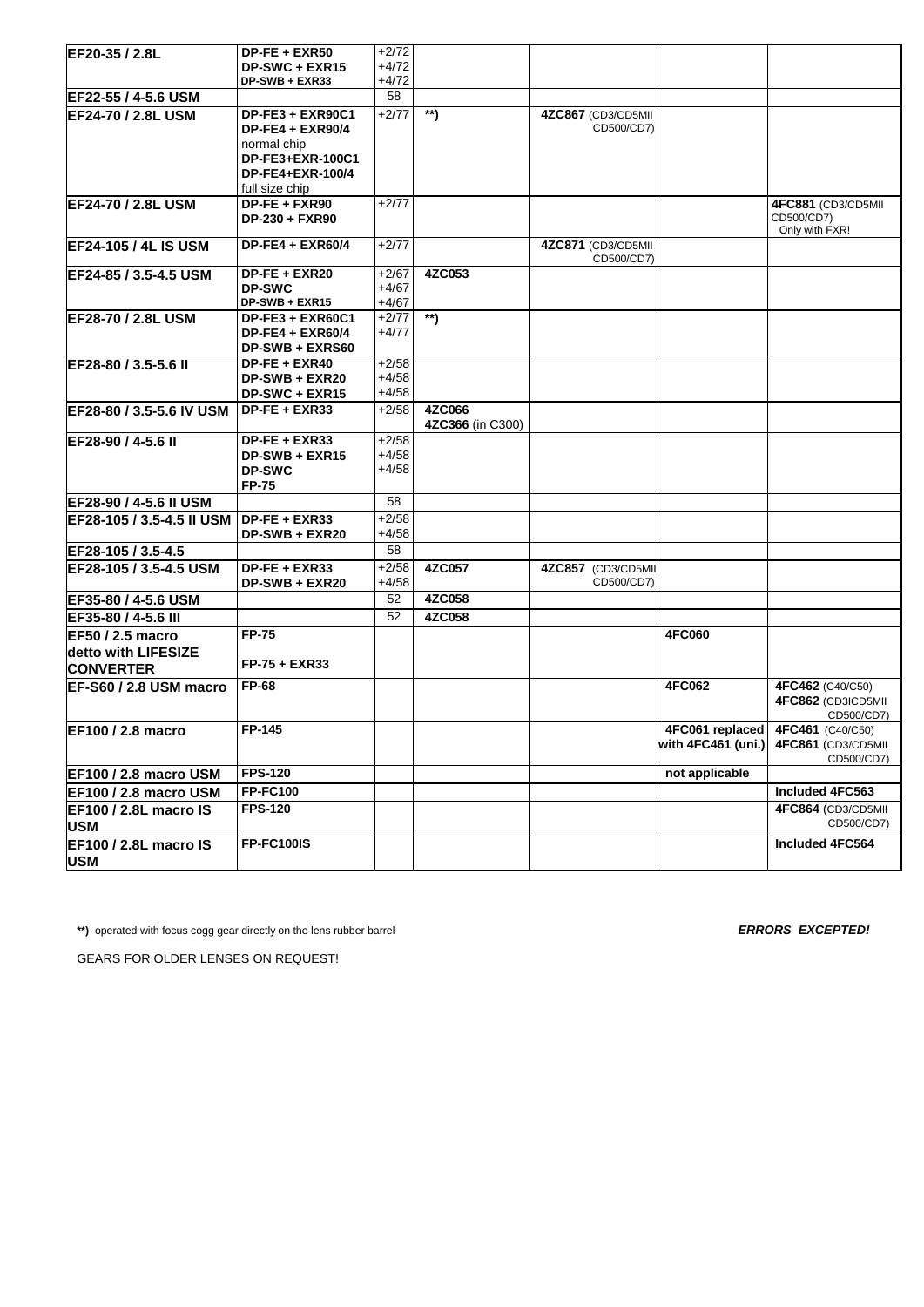| | | | | | | |
|---|---|---|---|---|---|---|
| **EF20-35 / 2.8L** | **DP-FE + EXR50**<br>**DP-SWC + EXR15**<br>**DP-SWB + EXR33** | +2/72<br>+4/72<br>+4/72 | | | | |
| **EF22-55 / 4-5.6 USM** | | 58 | | | | |
| **EF24-70 / 2.8L USM** | **DP-FE3 + EXR90C1**<br>**DP-FE4 + EXR90/4**<br>normal chip<br>**DP-FE3+EXR-100C1**<br>**DP-FE4+EXR-100/4**<br>full size chip | +2/77 | **\*\*)** | **4ZC867** (CD3/CD5MII CD500/CD7) | | |
| **EF24-70 / 2.8L USM** | **DP-FE + FXR90**<br>**DP-230 + FXR90** | +2/77 | | | | **4FC881** (CD3/CD5MII CD500/CD7) Only with FXR! |
| **EF24-105 / 4L IS USM** | **DP-FE4 + EXR60/4** | +2/77 | | **4ZC871** (CD3/CD5MII CD500/CD7) | | |
| **EF24-85 / 3.5-4.5 USM** | **DP-FE + EXR20**<br>**DP-SWC**<br>**DP-SWB + EXR15** | +2/67<br>+4/67<br>+4/67 | **4ZC053** | | | |
| **EF28-70 / 2.8L USM** | **DP-FE3 + EXR60C1**<br>**DP-FE4 + EXR60/4**<br>**DP-SWB + EXRS60** | +2/77<br>+4/77 | **\*\*)** | | | |
| **EF28-80 / 3.5-5.6 II** | **DP-FE + EXR40**<br>**DP-SWB + EXR20**<br>**DP-SWC + EXR15** | +2/58<br>+4/58<br>+4/58 | | | | |
| **EF28-80 / 3.5-5.6 IV USM** | **DP-FE + EXR33** | +2/58 | **4ZC066**<br>**4ZC366** (in C300) | | | |
| **EF28-90 / 4-5.6 II** | **DP-FE + EXR33**<br>**DP-SWB + EXR15**<br>**DP-SWC**<br>**FP-75** | +2/58<br>+4/58<br>+4/58 | | | | |
| **EF28-90 / 4-5.6 II USM** | | 58 | | | | |
| **EF28-105 / 3.5-4.5 II USM** | **DP-FE + EXR33**<br>**DP-SWB + EXR20** | +2/58<br>+4/58 | | | | |
| **EF28-105 / 3.5-4.5** | | 58 | | | | |
| **EF28-105 / 3.5-4.5 USM** | **DP-FE + EXR33**<br>**DP-SWB + EXR20** | +2/58<br>+4/58 | **4ZC057** | **4ZC857** (CD3/CD5MII CD500/CD7) | | |
| **EF35-80 / 4-5.6 USM** | | 52 | **4ZC058** | | | |
| **EF35-80 / 4-5.6 III** | | 52 | **4ZC058** | | | |
| **EF50 / 2.5 macro**<br>**detto with LIFESIZE CONVERTER** | **FP-75**<br><br>**FP-75 + EXR33** | | | | **4FC060** | |
| **EF-S60 / 2.8 USM macro** | **FP-68** | | | | **4FC062** | **4FC462** (C40/C50)<br>**4FC862** (CD3ICD5MII CD500/CD7) |
| **EF100 / 2.8 macro** | **FP-145** | | | | **4FC061 replaced with 4FC461 (uni.)** | **4FC461** (C40/C50)<br>**4FC861** (CD3/CD5MII CD500/CD7) |
| **EF100 / 2.8 macro USM** | **FPS-120** | | | | **not applicable** | |
| **EF100 / 2.8 macro USM** | **FP-FC100** | | | | | **Included 4FC563** |
| **EF100 / 2.8L macro IS USM** | **FPS-120** | | | | | **4FC864** (CD3/CD5MII CD500/CD7) |
| **EF100 / 2.8L macro IS USM** | **FP-FC100IS** | | | | | **Included 4FC564** |

**\*\*)** operated with focus cogg gear directly on the lens rubber barrel

***ERRORS EXCEPTED!***

GEARS FOR OLDER LENSES ON REQUEST!